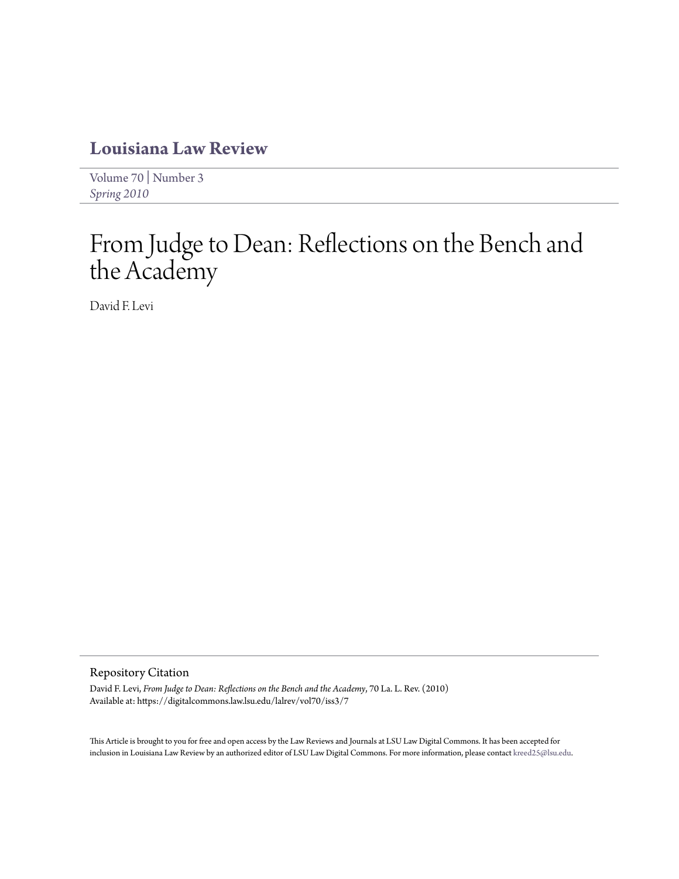# Louisiana Law Review

Volume 70 | Number 3
*Spring 2010*

# From Judge to Dean: Reflections on the Bench and the Academy

David F. Levi

## Repository Citation

David F. Levi, *From Judge to Dean: Reflections on the Bench and the Academy*, 70 La. L. Rev. (2010)
Available at: https://digitalcommons.law.lsu.edu/lalrev/vol70/iss3/7

This Article is brought to you for free and open access by the Law Reviews and Journals at LSU Law Digital Commons. It has been accepted for inclusion in Louisiana Law Review by an authorized editor of LSU Law Digital Commons. For more information, please contact kreed25@lsu.edu.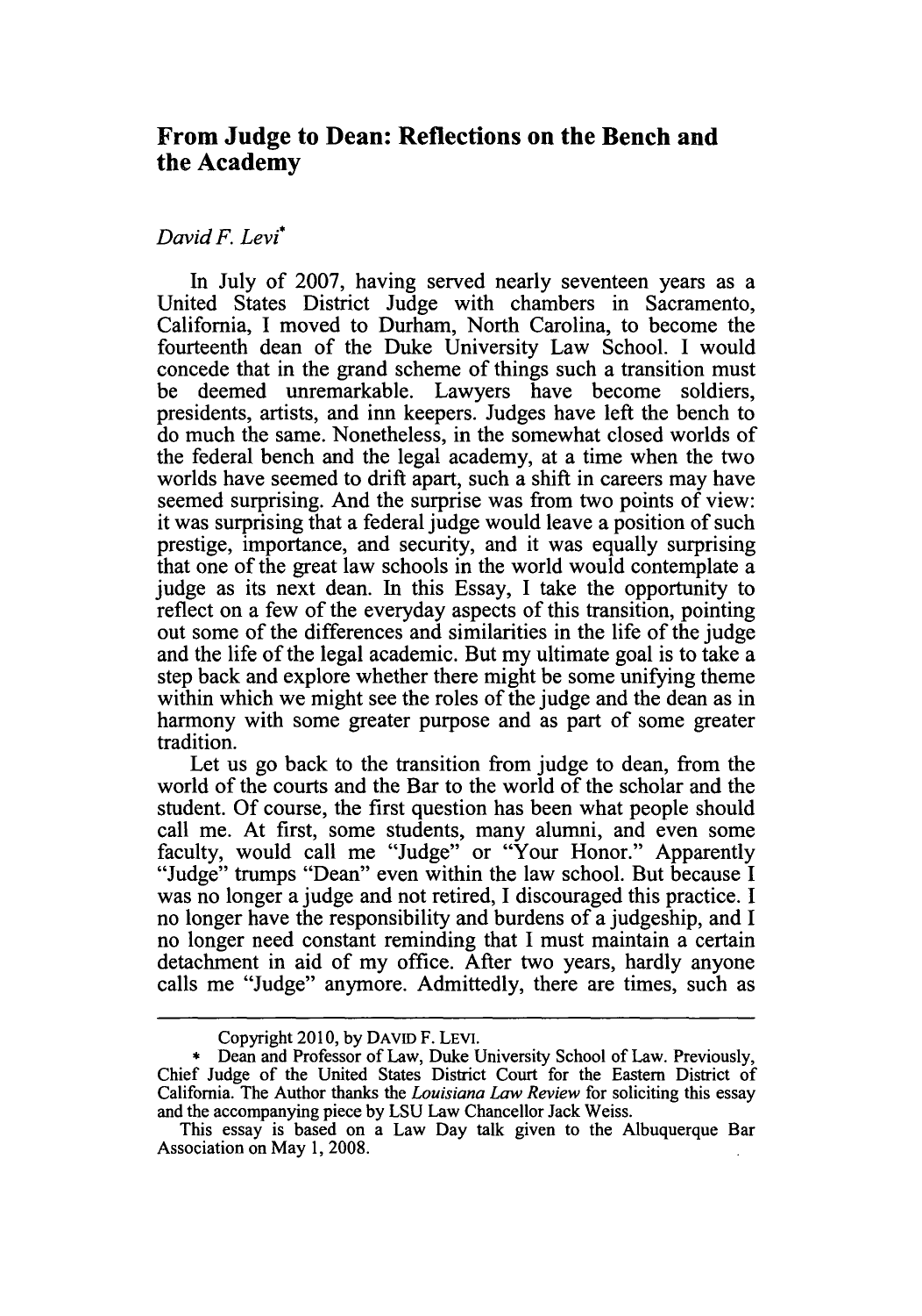# From Judge to Dean: Reflections on the Bench and the Academy

*David F. Levi*[*]

In July of 2007, having served nearly seventeen years as a United States District Judge with chambers in Sacramento, California, I moved to Durham, North Carolina, to become the fourteenth dean of the Duke University Law School. I would concede that in the grand scheme of things such a transition must be deemed unremarkable. Lawyers have become soldiers, presidents, artists, and inn keepers. Judges have left the bench to do much the same. Nonetheless, in the somewhat closed worlds of the federal bench and the legal academy, at a time when the two worlds have seemed to drift apart, such a shift in careers may have seemed surprising. And the surprise was from two points of view: it was surprising that a federal judge would leave a position of such prestige, importance, and security, and it was equally surprising that one of the great law schools in the world would contemplate a judge as its next dean. In this Essay, I take the opportunity to reflect on a few of the everyday aspects of this transition, pointing out some of the differences and similarities in the life of the judge and the life of the legal academic. But my ultimate goal is to take a step back and explore whether there might be some unifying theme within which we might see the roles of the judge and the dean as in harmony with some greater purpose and as part of some greater tradition.

Let us go back to the transition from judge to dean, from the world of the courts and the Bar to the world of the scholar and the student. Of course, the first question has been what people should call me. At first, some students, many alumni, and even some faculty, would call me "Judge" or "Your Honor." Apparently "Judge" trumps "Dean" even within the law school. But because I was no longer a judge and not retired, I discouraged this practice. I no longer have the responsibility and burdens of a judgeship, and I no longer need constant reminding that I must maintain a certain detachment in aid of my office. After two years, hardly anyone calls me "Judge" anymore. Admittedly, there are times, such as

---

Copyright 2010, by DAVID F. LEVI.

[*] Dean and Professor of Law, Duke University School of Law. Previously, Chief Judge of the United States District Court for the Eastern District of California. The Author thanks the *Louisiana Law Review* for soliciting this essay and the accompanying piece by LSU Law Chancellor Jack Weiss.

This essay is based on a Law Day talk given to the Albuquerque Bar Association on May 1, 2008.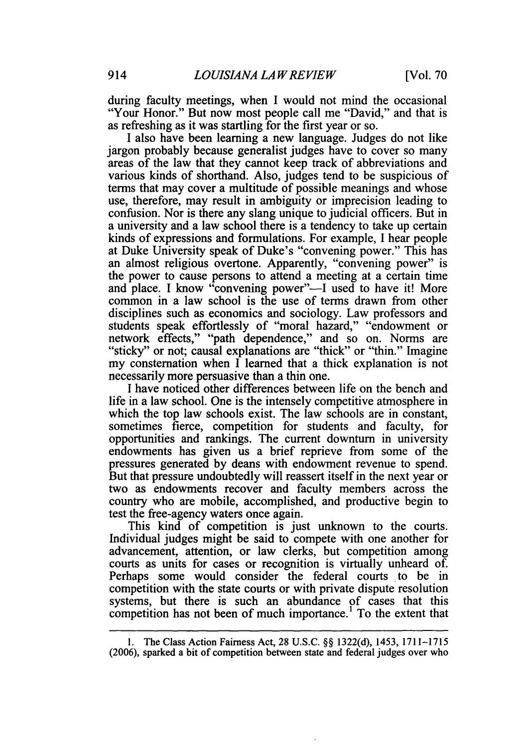during faculty meetings, when I would not mind the occasional "Your Honor." But now most people call me "David," and that is as refreshing as it was startling for the first year or so.

I also have been learning a new language. Judges do not like jargon probably because generalist judges have to cover so many areas of the law that they cannot keep track of abbreviations and various kinds of shorthand. Also, judges tend to be suspicious of terms that may cover a multitude of possible meanings and whose use, therefore, may result in ambiguity or imprecision leading to confusion. Nor is there any slang unique to judicial officers. But in a university and a law school there is a tendency to take up certain kinds of expressions and formulations. For example, I hear people at Duke University speak of Duke's "convening power." This has an almost religious overtone. Apparently, "convening power" is the power to cause persons to attend a meeting at a certain time and place. I know "convening power"—I used to have it! More common in a law school is the use of terms drawn from other disciplines such as economics and sociology. Law professors and students speak effortlessly of "moral hazard," "endowment or network effects," "path dependence," and so on. Norms are "sticky" or not; causal explanations are "thick" or "thin." Imagine my consternation when I learned that a thick explanation is not necessarily more persuasive than a thin one.

I have noticed other differences between life on the bench and life in a law school. One is the intensely competitive atmosphere in which the top law schools exist. The law schools are in constant, sometimes fierce, competition for students and faculty, for opportunities and rankings. The current downturn in university endowments has given us a brief reprieve from some of the pressures generated by deans with endowment revenue to spend. But that pressure undoubtedly will reassert itself in the next year or two as endowments recover and faculty members across the country who are mobile, accomplished, and productive begin to test the free-agency waters once again.

This kind of competition is just unknown to the courts. Individual judges might be said to compete with one another for advancement, attention, or law clerks, but competition among courts as units for cases or recognition is virtually unheard of. Perhaps some would consider the federal courts to be in competition with the state courts or with private dispute resolution systems, but there is such an abundance of cases that this competition has not been of much importance.[1] To the extent that

---

1. The Class Action Fairness Act, 28 U.S.C. §§ 1322(d), 1453, 1711–1715 (2006), sparked a bit of competition between state and federal judges over who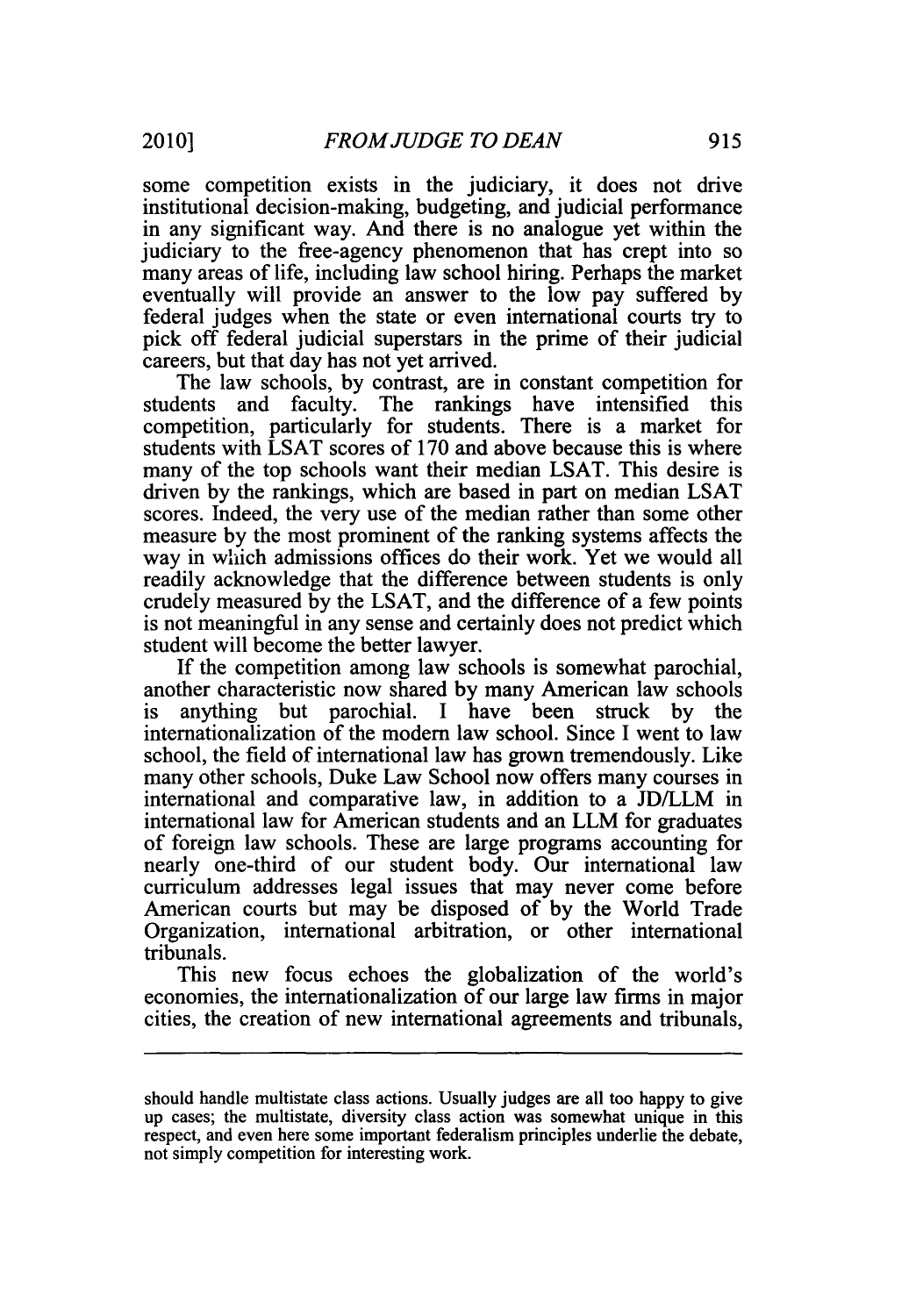some competition exists in the judiciary, it does not drive institutional decision-making, budgeting, and judicial performance in any significant way. And there is no analogue yet within the judiciary to the free-agency phenomenon that has crept into so many areas of life, including law school hiring. Perhaps the market eventually will provide an answer to the low pay suffered by federal judges when the state or even international courts try to pick off federal judicial superstars in the prime of their judicial careers, but that day has not yet arrived.

The law schools, by contrast, are in constant competition for students and faculty. The rankings have intensified this competition, particularly for students. There is a market for students with LSAT scores of 170 and above because this is where many of the top schools want their median LSAT. This desire is driven by the rankings, which are based in part on median LSAT scores. Indeed, the very use of the median rather than some other measure by the most prominent of the ranking systems affects the way in which admissions offices do their work. Yet we would all readily acknowledge that the difference between students is only crudely measured by the LSAT, and the difference of a few points is not meaningful in any sense and certainly does not predict which student will become the better lawyer.

If the competition among law schools is somewhat parochial, another characteristic now shared by many American law schools is anything but parochial. I have been struck by the internationalization of the modern law school. Since I went to law school, the field of international law has grown tremendously. Like many other schools, Duke Law School now offers many courses in international and comparative law, in addition to a JD/LLM in international law for American students and an LLM for graduates of foreign law schools. These are large programs accounting for nearly one-third of our student body. Our international law curriculum addresses legal issues that may never come before American courts but may be disposed of by the World Trade Organization, international arbitration, or other international tribunals.

This new focus echoes the globalization of the world's economies, the internationalization of our large law firms in major cities, the creation of new international agreements and tribunals,

---

should handle multistate class actions. Usually judges are all too happy to give up cases; the multistate, diversity class action was somewhat unique in this respect, and even here some important federalism principles underlie the debate, not simply competition for interesting work.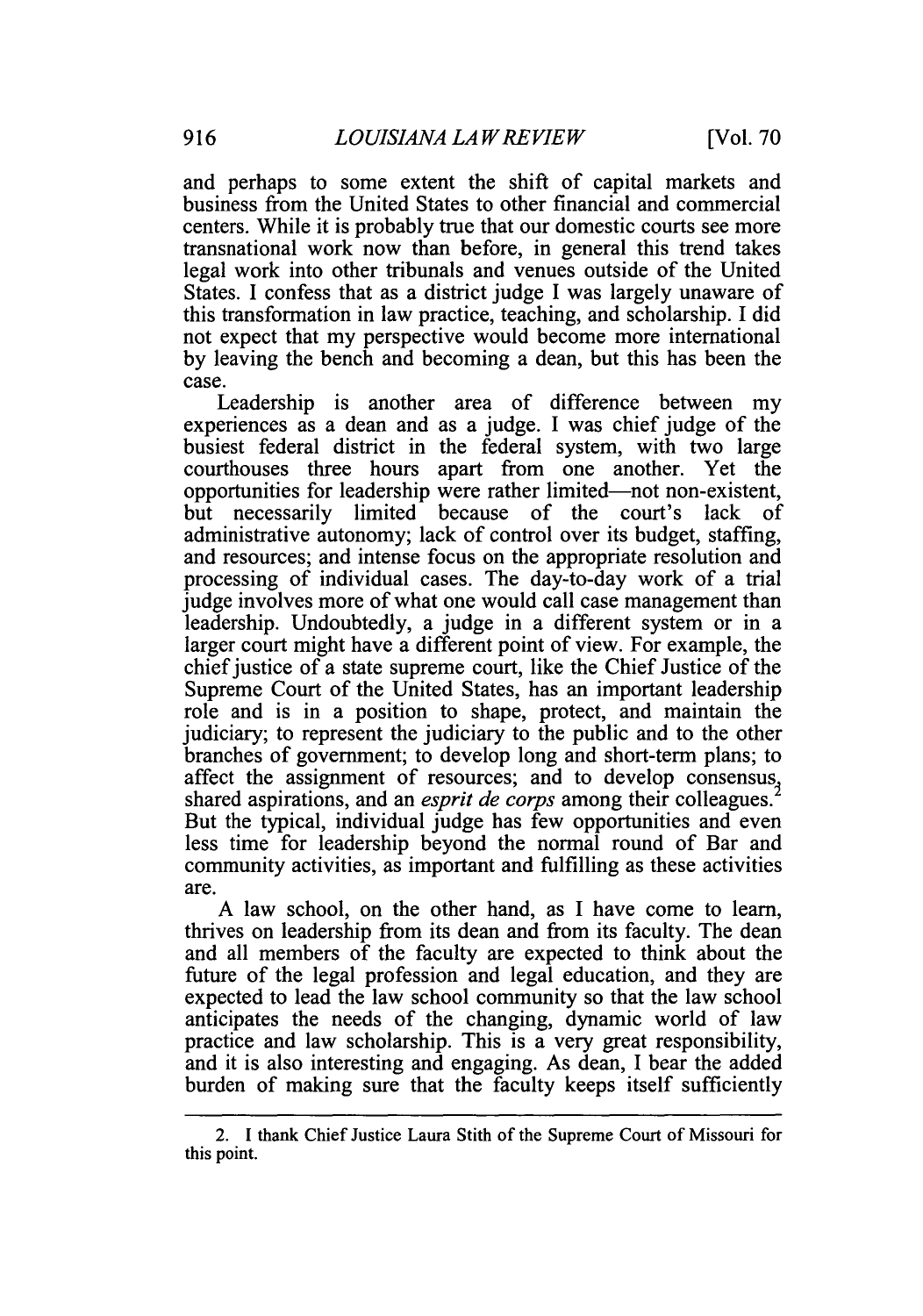and perhaps to some extent the shift of capital markets and business from the United States to other financial and commercial centers. While it is probably true that our domestic courts see more transnational work now than before, in general this trend takes legal work into other tribunals and venues outside of the United States. I confess that as a district judge I was largely unaware of this transformation in law practice, teaching, and scholarship. I did not expect that my perspective would become more international by leaving the bench and becoming a dean, but this has been the case.

Leadership is another area of difference between my experiences as a dean and as a judge. I was chief judge of the busiest federal district in the federal system, with two large courthouses three hours apart from one another. Yet the opportunities for leadership were rather limited—not non-existent, but necessarily limited because of the court's lack of administrative autonomy; lack of control over its budget, staffing, and resources; and intense focus on the appropriate resolution and processing of individual cases. The day-to-day work of a trial judge involves more of what one would call case management than leadership. Undoubtedly, a judge in a different system or in a larger court might have a different point of view. For example, the chief justice of a state supreme court, like the Chief Justice of the Supreme Court of the United States, has an important leadership role and is in a position to shape, protect, and maintain the judiciary; to represent the judiciary to the public and to the other branches of government; to develop long and short-term plans; to affect the assignment of resources; and to develop consensus, shared aspirations, and an *esprit de corps* among their colleagues.[2] But the typical, individual judge has few opportunities and even less time for leadership beyond the normal round of Bar and community activities, as important and fulfilling as these activities are.

A law school, on the other hand, as I have come to learn, thrives on leadership from its dean and from its faculty. The dean and all members of the faculty are expected to think about the future of the legal profession and legal education, and they are expected to lead the law school community so that the law school anticipates the needs of the changing, dynamic world of law practice and law scholarship. This is a very great responsibility, and it is also interesting and engaging. As dean, I bear the added burden of making sure that the faculty keeps itself sufficiently

---

2. I thank Chief Justice Laura Stith of the Supreme Court of Missouri for this point.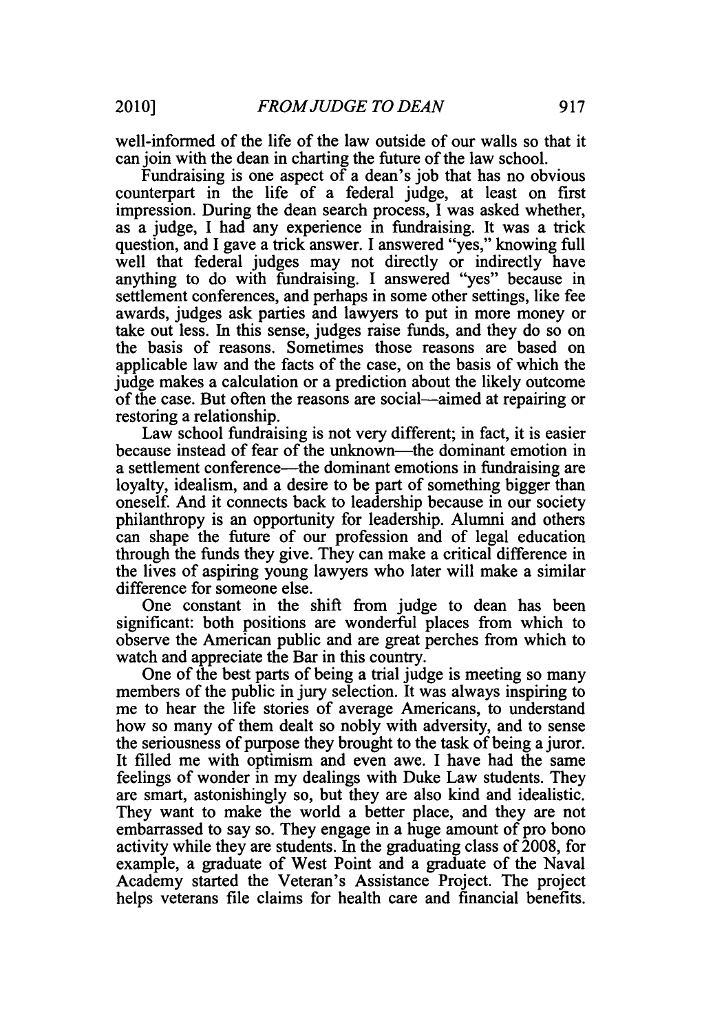well-informed of the life of the law outside of our walls so that it can join with the dean in charting the future of the law school.

Fundraising is one aspect of a dean's job that has no obvious counterpart in the life of a federal judge, at least on first impression. During the dean search process, I was asked whether, as a judge, I had any experience in fundraising. It was a trick question, and I gave a trick answer. I answered "yes," knowing full well that federal judges may not directly or indirectly have anything to do with fundraising. I answered "yes" because in settlement conferences, and perhaps in some other settings, like fee awards, judges ask parties and lawyers to put in more money or take out less. In this sense, judges raise funds, and they do so on the basis of reasons. Sometimes those reasons are based on applicable law and the facts of the case, on the basis of which the judge makes a calculation or a prediction about the likely outcome of the case. But often the reasons are social—aimed at repairing or restoring a relationship.

Law school fundraising is not very different; in fact, it is easier because instead of fear of the unknown—the dominant emotion in a settlement conference—the dominant emotions in fundraising are loyalty, idealism, and a desire to be part of something bigger than oneself. And it connects back to leadership because in our society philanthropy is an opportunity for leadership. Alumni and others can shape the future of our profession and of legal education through the funds they give. They can make a critical difference in the lives of aspiring young lawyers who later will make a similar difference for someone else.

One constant in the shift from judge to dean has been significant: both positions are wonderful places from which to observe the American public and are great perches from which to watch and appreciate the Bar in this country.

One of the best parts of being a trial judge is meeting so many members of the public in jury selection. It was always inspiring to me to hear the life stories of average Americans, to understand how so many of them dealt so nobly with adversity, and to sense the seriousness of purpose they brought to the task of being a juror. It filled me with optimism and even awe. I have had the same feelings of wonder in my dealings with Duke Law students. They are smart, astonishingly so, but they are also kind and idealistic. They want to make the world a better place, and they are not embarrassed to say so. They engage in a huge amount of pro bono activity while they are students. In the graduating class of 2008, for example, a graduate of West Point and a graduate of the Naval Academy started the Veteran's Assistance Project. The project helps veterans file claims for health care and financial benefits.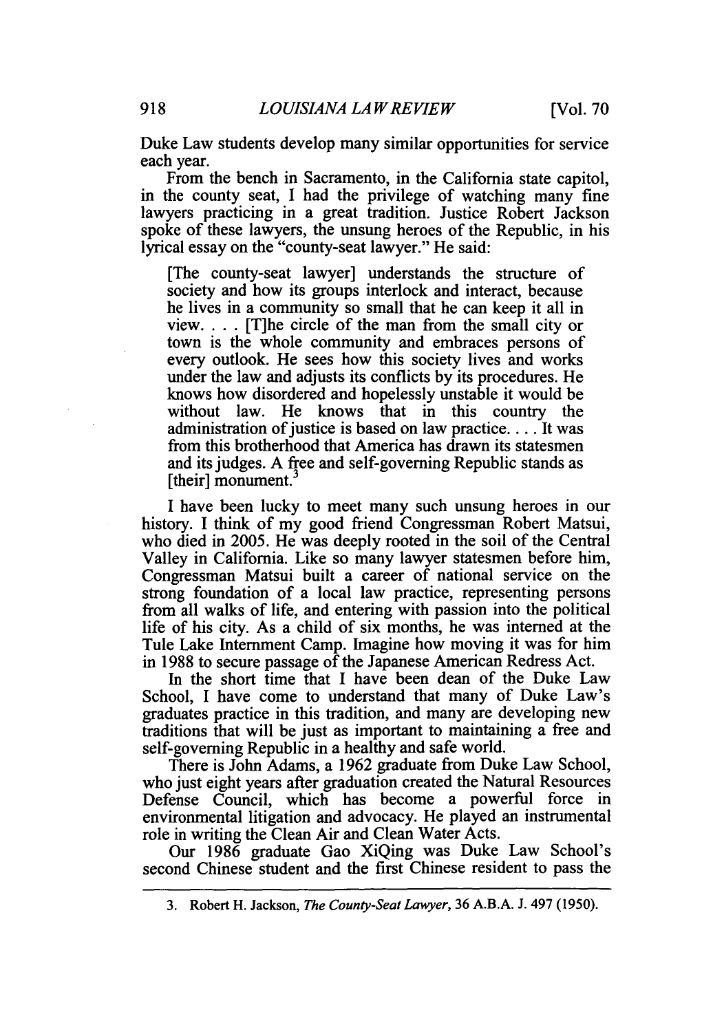Duke Law students develop many similar opportunities for service each year.

From the bench in Sacramento, in the California state capitol, in the county seat, I had the privilege of watching many fine lawyers practicing in a great tradition. Justice Robert Jackson spoke of these lawyers, the unsung heroes of the Republic, in his lyrical essay on the "county-seat lawyer." He said:

> [The county-seat lawyer] understands the structure of society and how its groups interlock and interact, because he lives in a community so small that he can keep it all in view. . . . [T]he circle of the man from the small city or town is the whole community and embraces persons of every outlook. He sees how this society lives and works under the law and adjusts its conflicts by its procedures. He knows how disordered and hopelessly unstable it would be without law. He knows that in this country the administration of justice is based on law practice. . . . It was from this brotherhood that America has drawn its statesmen and its judges. A free and self-governing Republic stands as [their] monument.[3]

I have been lucky to meet many such unsung heroes in our history. I think of my good friend Congressman Robert Matsui, who died in 2005. He was deeply rooted in the soil of the Central Valley in California. Like so many lawyer statesmen before him, Congressman Matsui built a career of national service on the strong foundation of a local law practice, representing persons from all walks of life, and entering with passion into the political life of his city. As a child of six months, he was interned at the Tule Lake Internment Camp. Imagine how moving it was for him in 1988 to secure passage of the Japanese American Redress Act.

In the short time that I have been dean of the Duke Law School, I have come to understand that many of Duke Law's graduates practice in this tradition, and many are developing new traditions that will be just as important to maintaining a free and self-governing Republic in a healthy and safe world.

There is John Adams, a 1962 graduate from Duke Law School, who just eight years after graduation created the Natural Resources Defense Council, which has become a powerful force in environmental litigation and advocacy. He played an instrumental role in writing the Clean Air and Clean Water Acts.

Our 1986 graduate Gao XiQing was Duke Law School's second Chinese student and the first Chinese resident to pass the

---

3. Robert H. Jackson, *The County-Seat Lawyer*, 36 A.B.A. J. 497 (1950).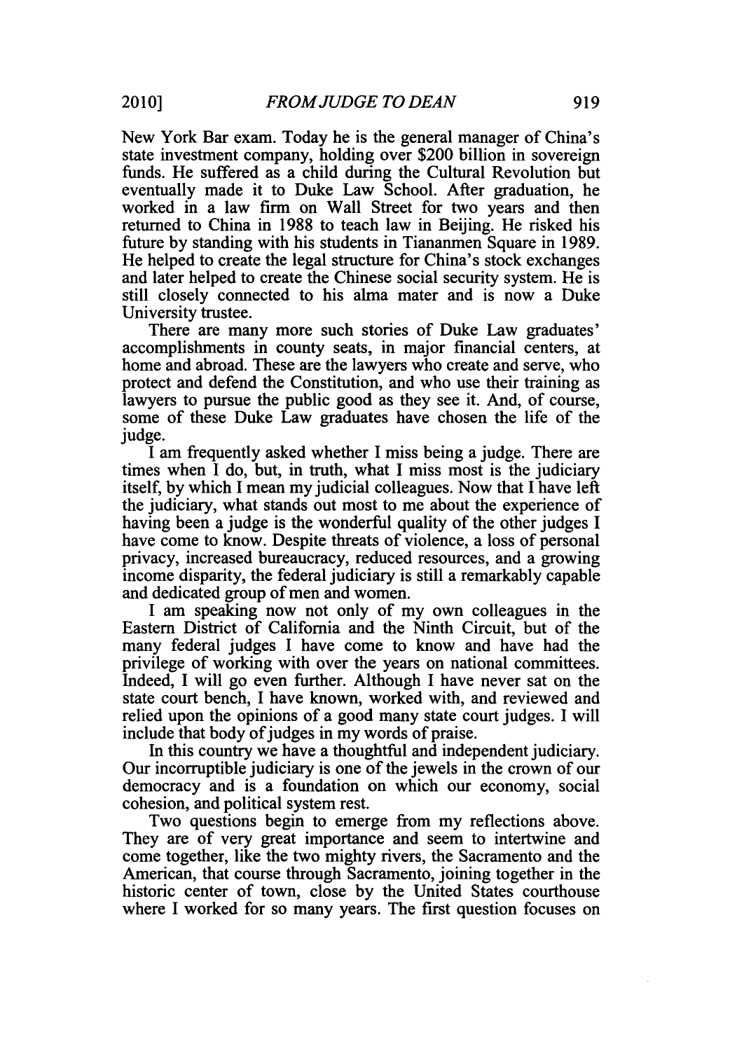New York Bar exam. Today he is the general manager of China's state investment company, holding over $200 billion in sovereign funds. He suffered as a child during the Cultural Revolution but eventually made it to Duke Law School. After graduation, he worked in a law firm on Wall Street for two years and then returned to China in 1988 to teach law in Beijing. He risked his future by standing with his students in Tiananmen Square in 1989. He helped to create the legal structure for China's stock exchanges and later helped to create the Chinese social security system. He is still closely connected to his alma mater and is now a Duke University trustee.

There are many more such stories of Duke Law graduates' accomplishments in county seats, in major financial centers, at home and abroad. These are the lawyers who create and serve, who protect and defend the Constitution, and who use their training as lawyers to pursue the public good as they see it. And, of course, some of these Duke Law graduates have chosen the life of the judge.

I am frequently asked whether I miss being a judge. There are times when I do, but, in truth, what I miss most is the judiciary itself, by which I mean my judicial colleagues. Now that I have left the judiciary, what stands out most to me about the experience of having been a judge is the wonderful quality of the other judges I have come to know. Despite threats of violence, a loss of personal privacy, increased bureaucracy, reduced resources, and a growing income disparity, the federal judiciary is still a remarkably capable and dedicated group of men and women.

I am speaking now not only of my own colleagues in the Eastern District of California and the Ninth Circuit, but of the many federal judges I have come to know and have had the privilege of working with over the years on national committees. Indeed, I will go even further. Although I have never sat on the state court bench, I have known, worked with, and reviewed and relied upon the opinions of a good many state court judges. I will include that body of judges in my words of praise.

In this country we have a thoughtful and independent judiciary. Our incorruptible judiciary is one of the jewels in the crown of our democracy and is a foundation on which our economy, social cohesion, and political system rest.

Two questions begin to emerge from my reflections above. They are of very great importance and seem to intertwine and come together, like the two mighty rivers, the Sacramento and the American, that course through Sacramento, joining together in the historic center of town, close by the United States courthouse where I worked for so many years. The first question focuses on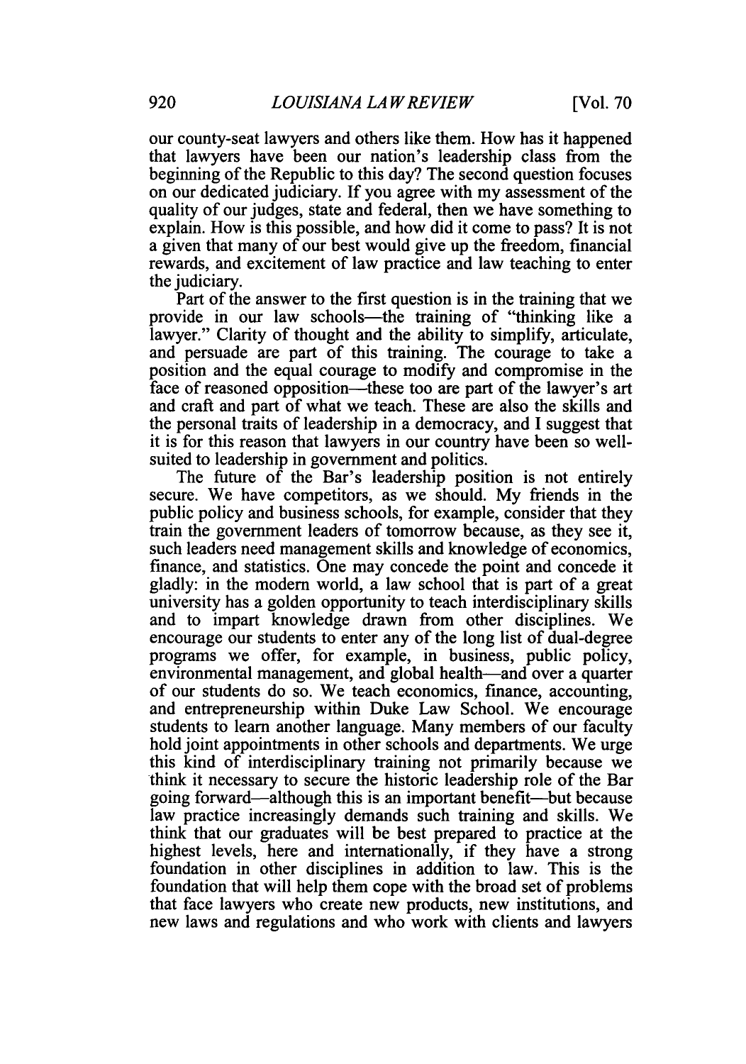our county-seat lawyers and others like them. How has it happened that lawyers have been our nation's leadership class from the beginning of the Republic to this day? The second question focuses on our dedicated judiciary. If you agree with my assessment of the quality of our judges, state and federal, then we have something to explain. How is this possible, and how did it come to pass? It is not a given that many of our best would give up the freedom, financial rewards, and excitement of law practice and law teaching to enter the judiciary.

Part of the answer to the first question is in the training that we provide in our law schools—the training of "thinking like a lawyer." Clarity of thought and the ability to simplify, articulate, and persuade are part of this training. The courage to take a position and the equal courage to modify and compromise in the face of reasoned opposition—these too are part of the lawyer's art and craft and part of what we teach. These are also the skills and the personal traits of leadership in a democracy, and I suggest that it is for this reason that lawyers in our country have been so well-suited to leadership in government and politics.

The future of the Bar's leadership position is not entirely secure. We have competitors, as we should. My friends in the public policy and business schools, for example, consider that they train the government leaders of tomorrow because, as they see it, such leaders need management skills and knowledge of economics, finance, and statistics. One may concede the point and concede it gladly: in the modern world, a law school that is part of a great university has a golden opportunity to teach interdisciplinary skills and to impart knowledge drawn from other disciplines. We encourage our students to enter any of the long list of dual-degree programs we offer, for example, in business, public policy, environmental management, and global health—and over a quarter of our students do so. We teach economics, finance, accounting, and entrepreneurship within Duke Law School. We encourage students to learn another language. Many members of our faculty hold joint appointments in other schools and departments. We urge this kind of interdisciplinary training not primarily because we think it necessary to secure the historic leadership role of the Bar going forward—although this is an important benefit—but because law practice increasingly demands such training and skills. We think that our graduates will be best prepared to practice at the highest levels, here and internationally, if they have a strong foundation in other disciplines in addition to law. This is the foundation that will help them cope with the broad set of problems that face lawyers who create new products, new institutions, and new laws and regulations and who work with clients and lawyers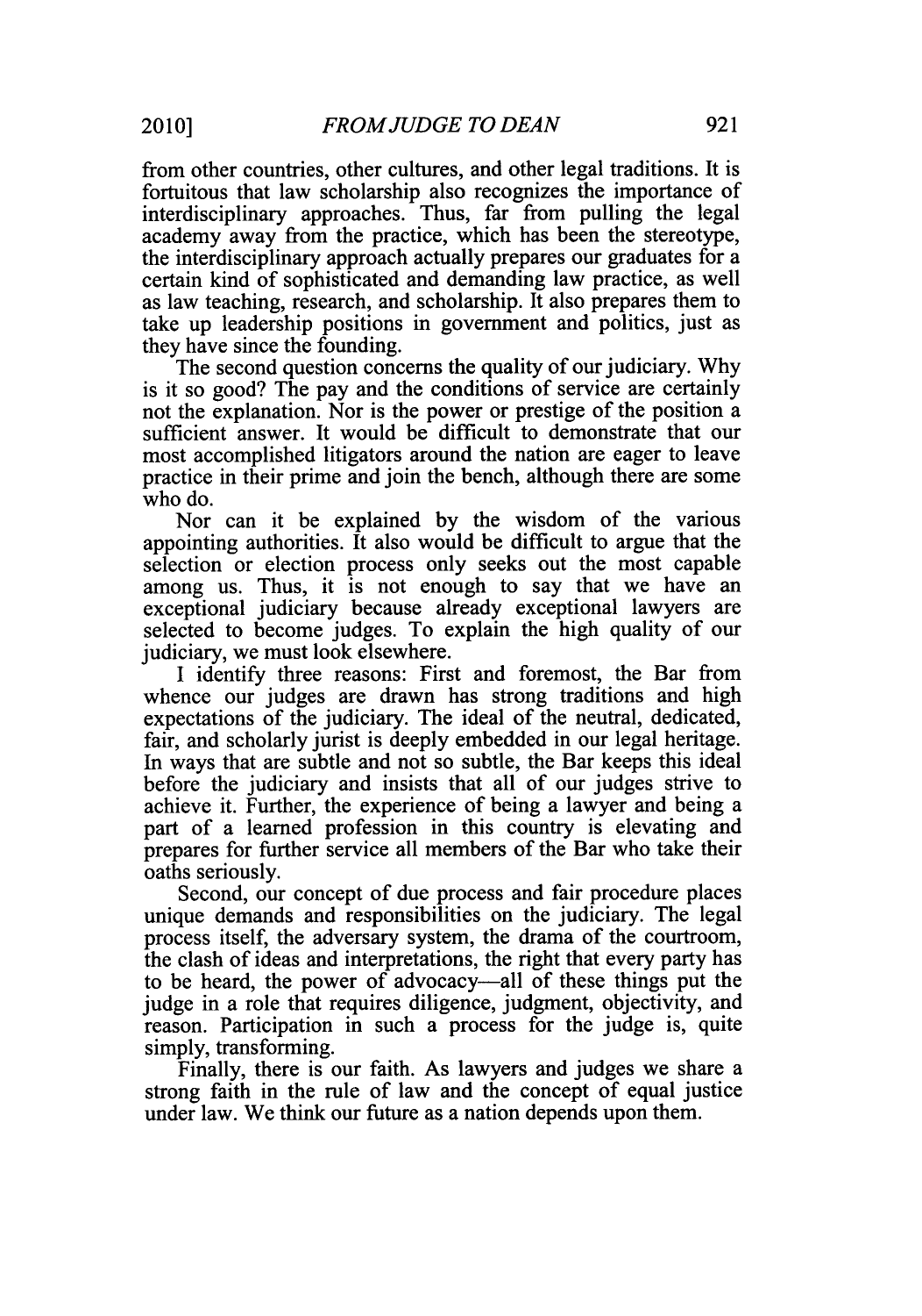from other countries, other cultures, and other legal traditions. It is fortuitous that law scholarship also recognizes the importance of interdisciplinary approaches. Thus, far from pulling the legal academy away from the practice, which has been the stereotype, the interdisciplinary approach actually prepares our graduates for a certain kind of sophisticated and demanding law practice, as well as law teaching, research, and scholarship. It also prepares them to take up leadership positions in government and politics, just as they have since the founding.

The second question concerns the quality of our judiciary. Why is it so good? The pay and the conditions of service are certainly not the explanation. Nor is the power or prestige of the position a sufficient answer. It would be difficult to demonstrate that our most accomplished litigators around the nation are eager to leave practice in their prime and join the bench, although there are some who do.

Nor can it be explained by the wisdom of the various appointing authorities. It also would be difficult to argue that the selection or election process only seeks out the most capable among us. Thus, it is not enough to say that we have an exceptional judiciary because already exceptional lawyers are selected to become judges. To explain the high quality of our judiciary, we must look elsewhere.

I identify three reasons: First and foremost, the Bar from whence our judges are drawn has strong traditions and high expectations of the judiciary. The ideal of the neutral, dedicated, fair, and scholarly jurist is deeply embedded in our legal heritage. In ways that are subtle and not so subtle, the Bar keeps this ideal before the judiciary and insists that all of our judges strive to achieve it. Further, the experience of being a lawyer and being a part of a learned profession in this country is elevating and prepares for further service all members of the Bar who take their oaths seriously.

Second, our concept of due process and fair procedure places unique demands and responsibilities on the judiciary. The legal process itself, the adversary system, the drama of the courtroom, the clash of ideas and interpretations, the right that every party has to be heard, the power of advocacy—all of these things put the judge in a role that requires diligence, judgment, objectivity, and reason. Participation in such a process for the judge is, quite simply, transforming.

Finally, there is our faith. As lawyers and judges we share a strong faith in the rule of law and the concept of equal justice under law. We think our future as a nation depends upon them.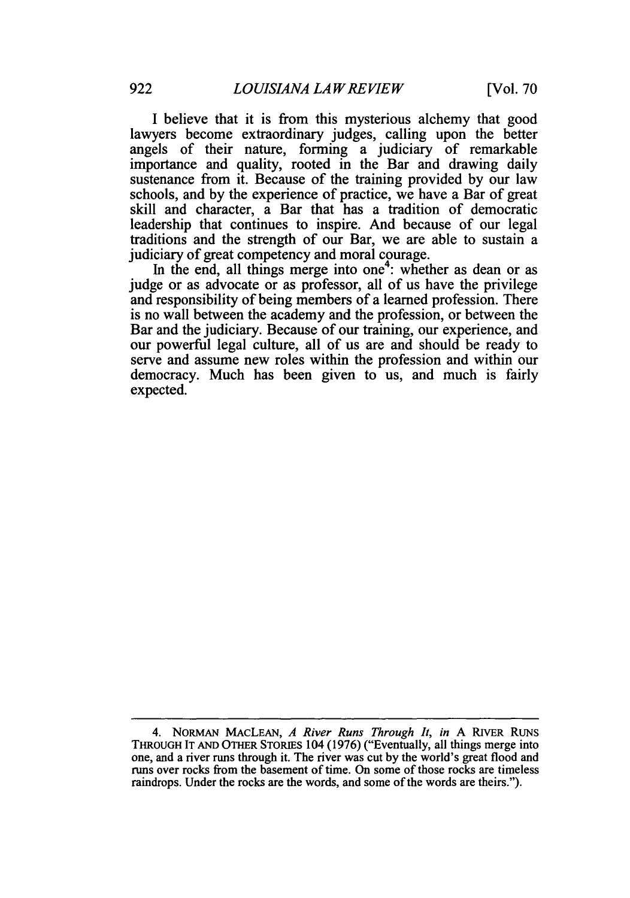I believe that it is from this mysterious alchemy that good lawyers become extraordinary judges, calling upon the better angels of their nature, forming a judiciary of remarkable importance and quality, rooted in the Bar and drawing daily sustenance from it. Because of the training provided by our law schools, and by the experience of practice, we have a Bar of great skill and character, a Bar that has a tradition of democratic leadership that continues to inspire. And because of our legal traditions and the strength of our Bar, we are able to sustain a judiciary of great competency and moral courage.

In the end, all things merge into one[4]: whether as dean or as judge or as advocate or as professor, all of us have the privilege and responsibility of being members of a learned profession. There is no wall between the academy and the profession, or between the Bar and the judiciary. Because of our training, our experience, and our powerful legal culture, all of us are and should be ready to serve and assume new roles within the profession and within our democracy. Much has been given to us, and much is fairly expected.

---

4. NORMAN MACLEAN, *A River Runs Through It*, *in* A RIVER RUNS THROUGH IT AND OTHER STORIES 104 (1976) ("Eventually, all things merge into one, and a river runs through it. The river was cut by the world's great flood and runs over rocks from the basement of time. On some of those rocks are timeless raindrops. Under the rocks are the words, and some of the words are theirs.").